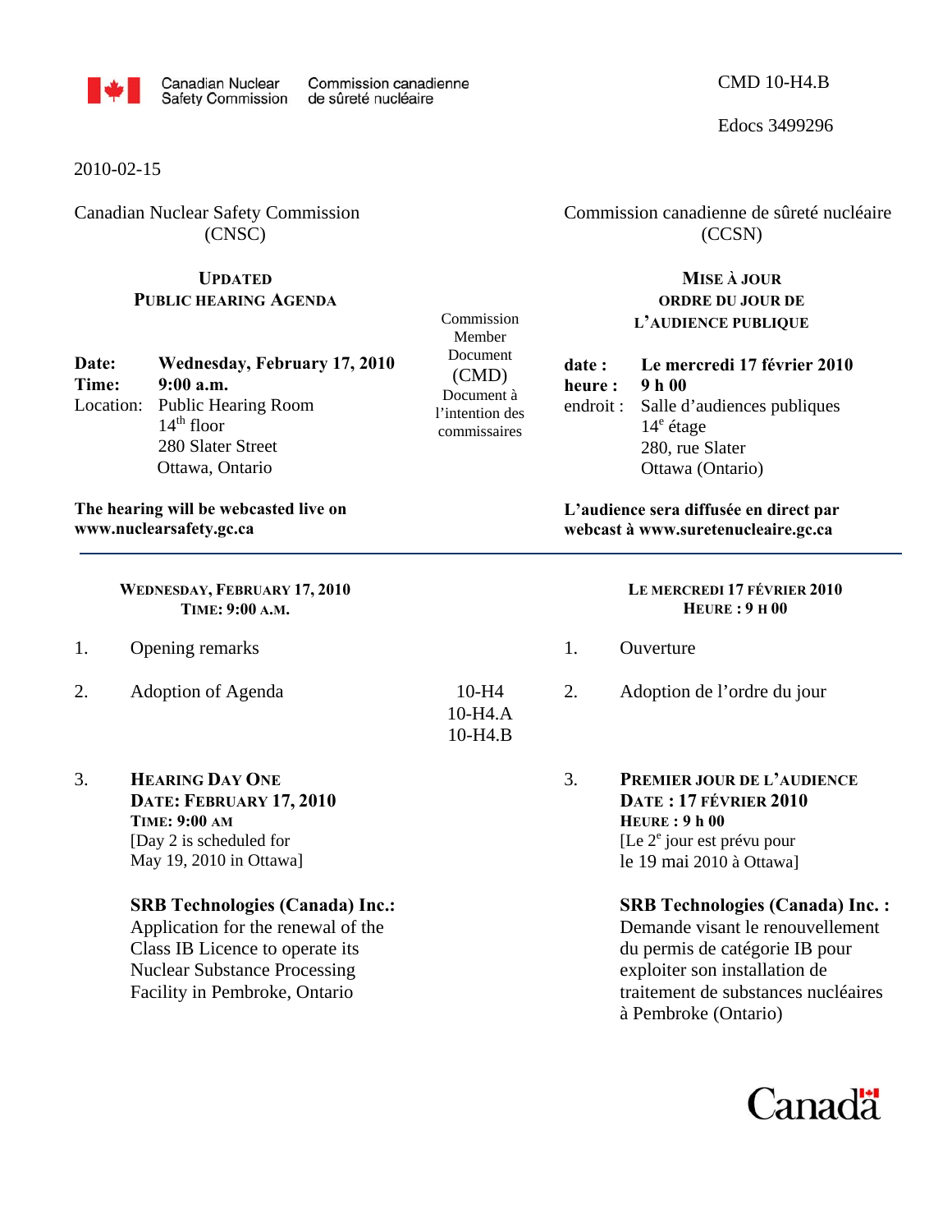Canadian Nuclear Safety Commission | Commission canadienne de sûreté nucléaire

CMD 10-H4.B

Edocs 3499296

2010-02-15

Canadian Nuclear Safety Commission (CNSC)

# UPDATED PUBLIC HEARING AGENDA

**Date:** **Wednesday, February 17, 2010**
**Time:** **9:00 a.m.**
Location: Public Hearing Room
14th floor
280 Slater Street
Ottawa, Ontario

**The hearing will be webcasted live on www.nuclearsafety.gc.ca**

Commission Member Document (CMD)

Document à l'intention des commissaires

Commission canadienne de sûreté nucléaire (CCSN)

# MISE À JOUR ORDRE DU JOUR DE L'AUDIENCE PUBLIQUE

**date :** **Le mercredi 17 février 2010**
**heure :** **9 h 00**
endroit : Salle d'audiences publiques
14e étage
280, rue Slater
Ottawa (Ontario)

**L'audience sera diffusée en direct par webcast à www.suretenucleaire.gc.ca**

---

## WEDNESDAY, FEBRUARY 17, 2010
## TIME: 9:00 A.M.

1. Opening remarks

2. Adoption of Agenda — 10-H4, 10-H4.A, 10-H4.B

3. **HEARING DAY ONE**
   **DATE: FEBRUARY 17, 2010**
   **TIME: 9:00 AM**
   [Day 2 is scheduled for May 19, 2010 in Ottawa]

   **SRB Technologies (Canada) Inc.:**
   Application for the renewal of the Class IB Licence to operate its Nuclear Substance Processing Facility in Pembroke, Ontario

## LE MERCREDI 17 FÉVRIER 2010
## HEURE : 9 H 00

1. Ouverture

2. Adoption de l'ordre du jour — 10-H4, 10-H4.A, 10-H4.B

3. **PREMIER JOUR DE L'AUDIENCE**
   **DATE : 17 FÉVRIER 2010**
   **HEURE : 9 h 00**
   [Le 2e jour est prévu pour le 19 mai 2010 à Ottawa]

   **SRB Technologies (Canada) Inc. :**
   Demande visant le renouvellement du permis de catégorie IB pour exploiter son installation de traitement de substances nucléaires à Pembroke (Ontario)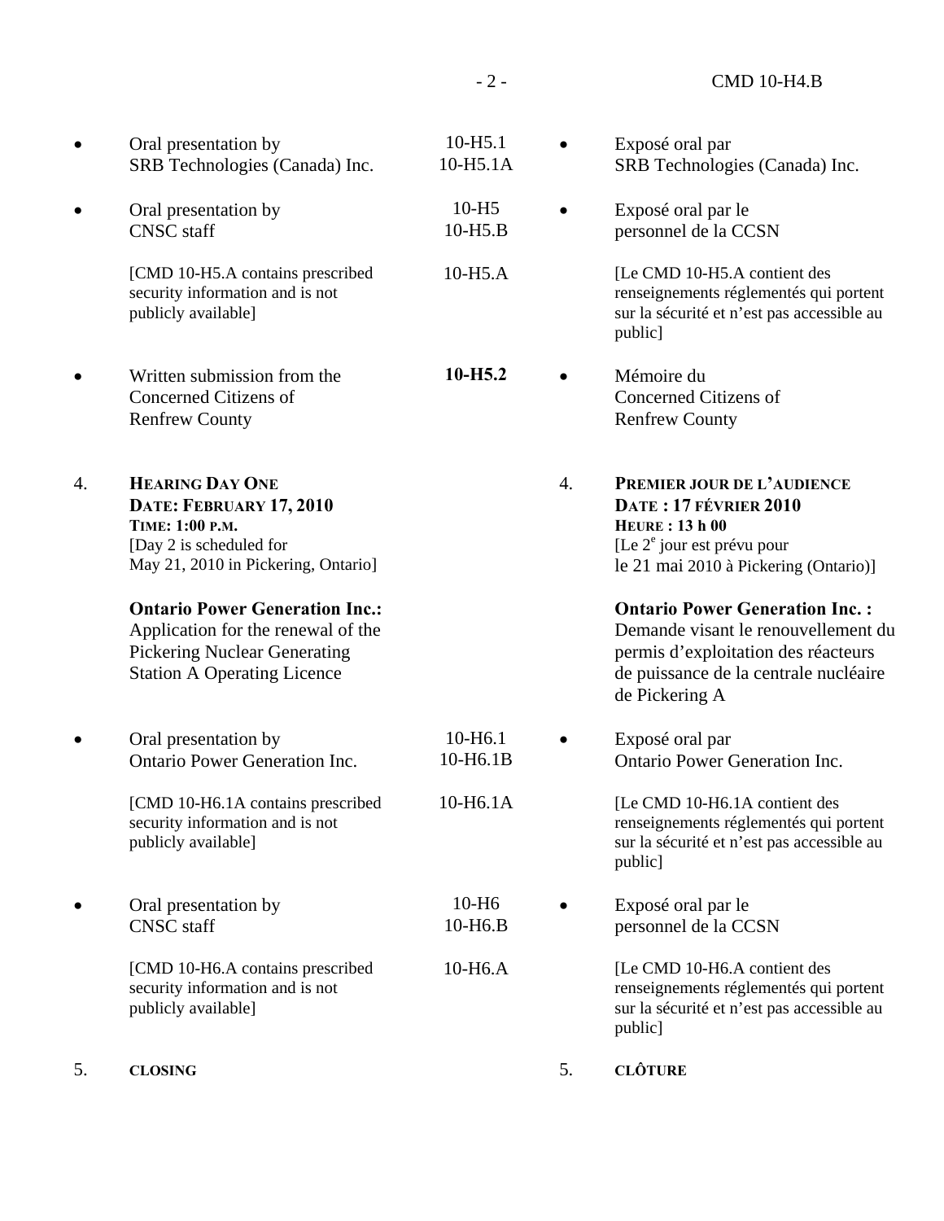| | | | | |
|---|---|---|---|---|
| • | Oral presentation by SRB Technologies (Canada) Inc. | 10-H5.1<br>10-H5.1A | • | Exposé oral par SRB Technologies (Canada) Inc. |
| • | Oral presentation by CNSC staff | 10-H5<br>10-H5.B | • | Exposé oral par le personnel de la CCSN |
| | [CMD 10-H5.A contains prescribed security information and is not publicly available] | 10-H5.A | | [Le CMD 10-H5.A contient des renseignements réglementés qui portent sur la sécurité et n'est pas accessible au public] |
| • | Written submission from the Concerned Citizens of Renfrew County | **10-H5.2** | • | Mémoire du Concerned Citizens of Renfrew County |
| 4. | **HEARING DAY ONE**<br>**DATE: FEBRUARY 17, 2010**<br>**TIME: 1:00 P.M.**<br>[Day 2 is scheduled for May 21, 2010 in Pickering, Ontario] | | 4. | **PREMIER JOUR DE L'AUDIENCE**<br>**DATE : 17 FÉVRIER 2010**<br>**HEURE : 13 h 00**<br>[Le 2e jour est prévu pour le 21 mai 2010 à Pickering (Ontario)] |
| | **Ontario Power Generation Inc.:** Application for the renewal of the Pickering Nuclear Generating Station A Operating Licence | | | **Ontario Power Generation Inc. :** Demande visant le renouvellement du permis d'exploitation des réacteurs de puissance de la centrale nucléaire de Pickering A |
| • | Oral presentation by Ontario Power Generation Inc. | 10-H6.1<br>10-H6.1B | • | Exposé oral par Ontario Power Generation Inc. |
| | [CMD 10-H6.1A contains prescribed security information and is not publicly available] | 10-H6.1A | | [Le CMD 10-H6.1A contient des renseignements réglementés qui portent sur la sécurité et n'est pas accessible au public] |
| • | Oral presentation by CNSC staff | 10-H6<br>10-H6.B | • | Exposé oral par le personnel de la CCSN |
| | [CMD 10-H6.A contains prescribed security information and is not publicly available] | 10-H6.A | | [Le CMD 10-H6.A contient des renseignements réglementés qui portent sur la sécurité et n'est pas accessible au public] |
| 5. | **CLOSING** | | 5. | **CLÔTURE** |